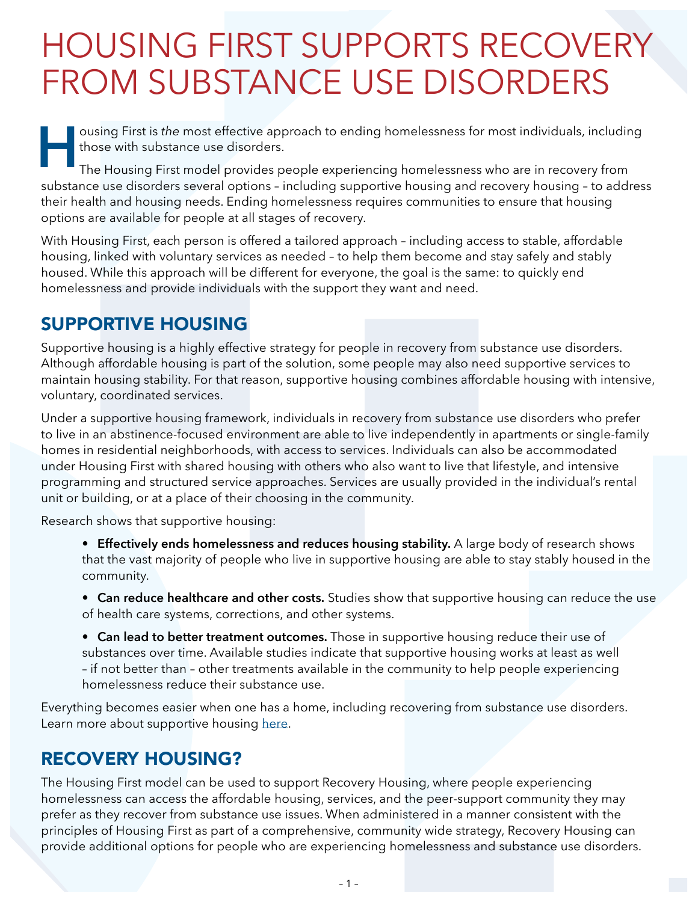# HOUSING FIRST SUPPORTS RECOVERY FROM SUBSTANCE USE DISORDERS

Housing First is *the* most effective approach to ending homelessness for most individuals, including those with substance use disorders.

The Housing First model provides people experiencing homelessness who are in recovery from substance use disorders several options – including supportive housing and recovery housing – to address their health and housing needs. Ending homelessness requires communities to ensure that housing options are available for people at all stages of recovery.

With Housing First, each person is offered a tailored approach – including access to stable, affordable housing, linked with voluntary services as needed – to help them become and stay safely and stably housed. While this approach will be different for everyone, the goal is the same: to quickly end homelessness and provide individuals with the support they want and need.

## SUPPORTIVE HOUSING

Supportive housing is a highly effective strategy for people in recovery from substance use disorders. Although affordable housing is part of the solution, some people may also need supportive services to maintain housing stability. For that reason, supportive housing combines affordable housing with intensive, voluntary, coordinated services.

Under a supportive housing framework, individuals in recovery from substance use disorders who prefer to live in an abstinence-focused environment are able to live independently in apartments or single-family homes in residential neighborhoods, with access to services. Individuals can also be accommodated under Housing First with shared housing with others who also want to live that lifestyle, and intensive programming and structured service approaches. Services are usually provided in the individual's rental unit or building, or at a place of their choosing in the community.

Research shows that supportive housing:

- **Effectively ends homelessness and reduces housing stability.** A large body of research shows that the vast majority of people who live in supportive housing are able to stay stably housed in the community.
- **Can reduce healthcare and other costs.** Studies show that supportive housing can reduce the use of health care systems, corrections, and other systems.
- **Can lead to better treatment outcomes.** Those in supportive housing reduce their use of substances over time. Available studies indicate that supportive housing works at least as well – if not better than – other treatments available in the community to help people experiencing homelessness reduce their substance use.

Everything becomes easier when one has a home, including recovering from substance use disorders. Learn more about supportive housing here.

## RECOVERY HOUSING?

The Housing First model can be used to support Recovery Housing, where people experiencing homelessness can access the affordable housing, services, and the peer-support community they may prefer as they recover from substance use issues. When administered in a manner consistent with the principles of Housing First as part of a comprehensive, community wide strategy, Recovery Housing can provide additional options for people who are experiencing homelessness and substance use disorders.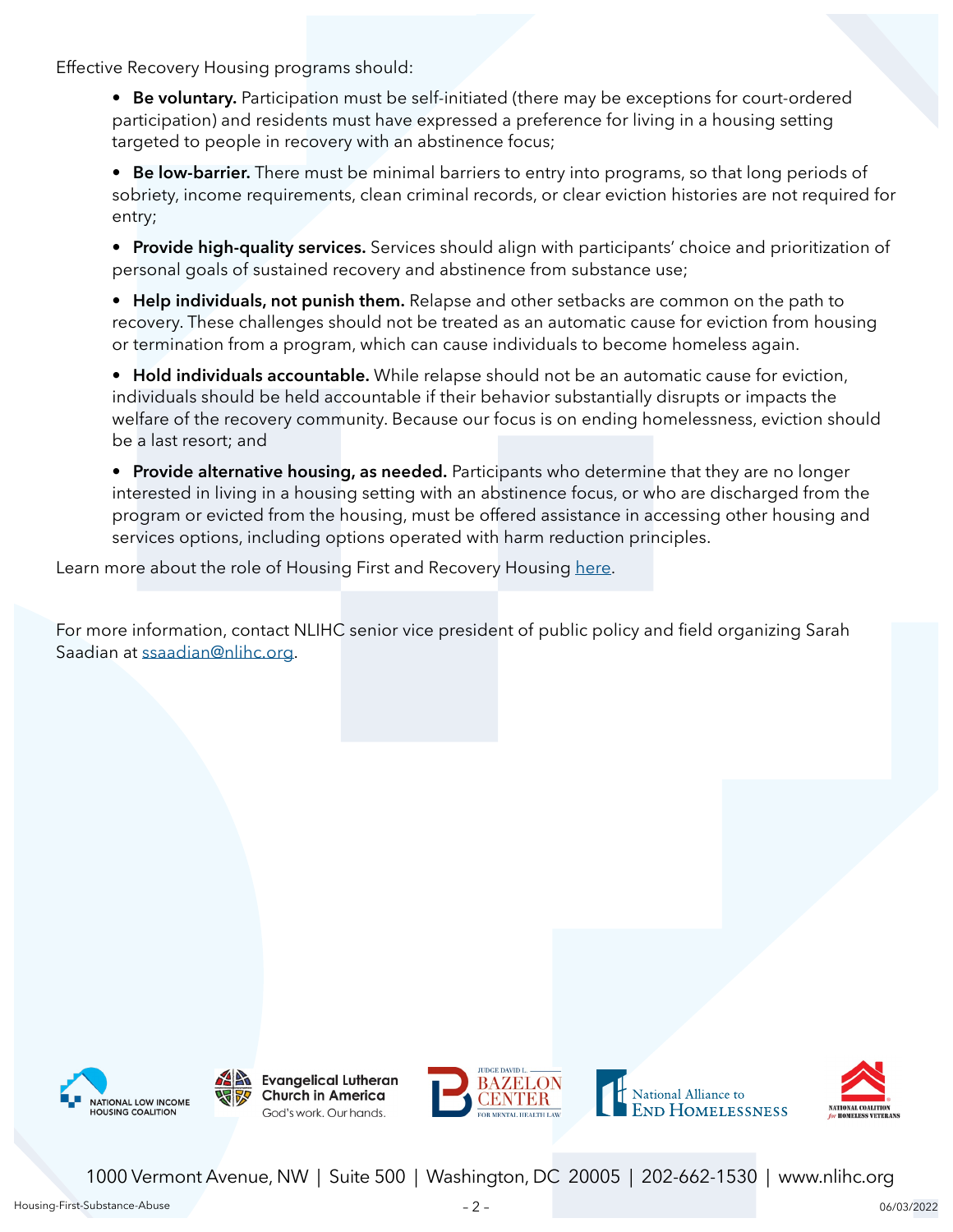Effective Recovery Housing programs should:

- **Be voluntary.** Participation must be self-initiated (there may be exceptions for court-ordered participation) and residents must have expressed a preference for living in a housing setting targeted to people in recovery with an abstinence focus;
- **Be low-barrier.** There must be minimal barriers to entry into programs, so that long periods of sobriety, income requirements, clean criminal records, or clear eviction histories are not required for entry;
- **Provide high-quality services.** Services should align with participants' choice and prioritization of personal goals of sustained recovery and abstinence from substance use;
- **Help individuals, not punish them.** Relapse and other setbacks are common on the path to recovery. These challenges should not be treated as an automatic cause for eviction from housing or termination from a program, which can cause individuals to become homeless again.
- **Hold individuals accountable.** While relapse should not be an automatic cause for eviction, individuals should be held accountable if their behavior substantially disrupts or impacts the welfare of the recovery community. Because our focus is on ending homelessness, eviction should be a last resort; and
- **Provide alternative housing, as needed.** Participants who determine that they are no longer interested in living in a housing setting with an abstinence focus, or who are discharged from the program or evicted from the housing, must be offered assistance in accessing other housing and services options, including options operated with harm reduction principles.

Learn more about the role of Housing First and Recovery Housing [here](here).

For more information, contact NLIHC senior vice president of public policy and field organizing Sarah Saadian at [ssaadian@nlihc.org](mailto:ssaadian@nlihc.org).

NATIONAL LOW INCOME HOUSING COALITION

Evangelical Lutheran Church in America
God's work. Our hands.

JUDGE DAVID L. BAZELON CENTER FOR MENTAL HEALTH LAW

National Alliance to End Homelessness

NATIONAL COALITION for HOMELESS VETERANS

1000 Vermont Avenue, NW | Suite 500 | Washington, DC 20005 | 202-662-1530 | www.nlihc.org